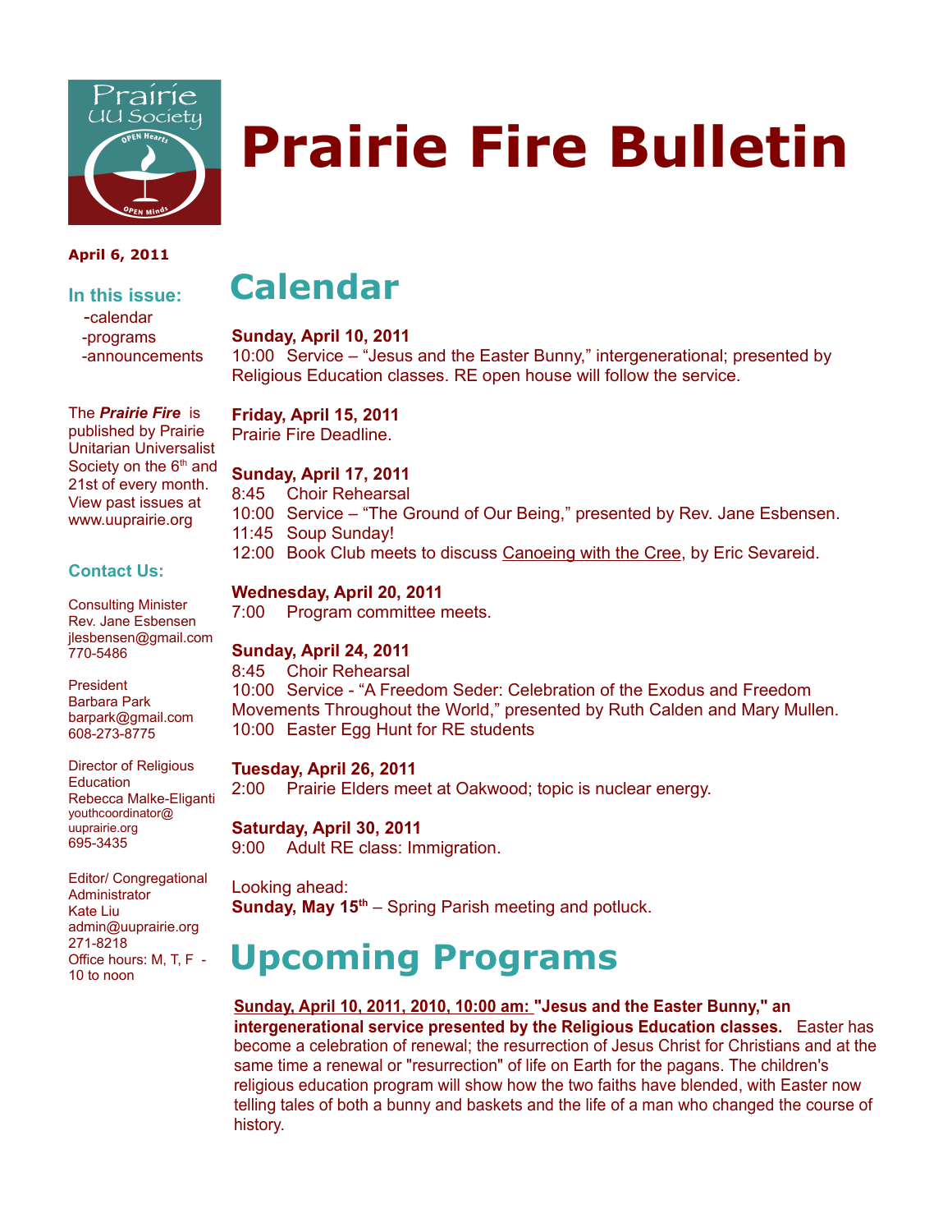# Prairie Fire Bulletin

**April 6, 2011**

### In this issue:

- calendar
- programs
- announcements

The ***Prairie Fire*** is published by Prairie Unitarian Universalist Society on the 6th and 21st of every month. View past issues at www.uuprairie.org

### Contact Us:

Consulting Minister
Rev. Jane Esbensen
jlesbensen@gmail.com
770-5486

President
Barbara Park
barpark@gmail.com
608-273-8775

Director of Religious Education
Rebecca Malke-Eliganti
youthcoordinator@uuprairie.org
695-3435

Editor/ Congregational Administrator
Kate Liu
admin@uuprairie.org
271-8218
Office hours: M, T, F - 10 to noon

# Calendar

**Sunday, April 10, 2011**
10:00 Service – "Jesus and the Easter Bunny," intergenerational; presented by Religious Education classes. RE open house will follow the service.

**Friday, April 15, 2011**
Prairie Fire Deadline.

**Sunday, April 17, 2011**
8:45 Choir Rehearsal
10:00 Service – "The Ground of Our Being," presented by Rev. Jane Esbensen.
11:45 Soup Sunday!
12:00 Book Club meets to discuss Canoeing with the Cree, by Eric Sevareid.

**Wednesday, April 20, 2011**
7:00 Program committee meets.

**Sunday, April 24, 2011**
8:45 Choir Rehearsal
10:00 Service - "A Freedom Seder: Celebration of the Exodus and Freedom Movements Throughout the World," presented by Ruth Calden and Mary Mullen.
10:00 Easter Egg Hunt for RE students

**Tuesday, April 26, 2011**
2:00 Prairie Elders meet at Oakwood; topic is nuclear energy.

**Saturday, April 30, 2011**
9:00 Adult RE class: Immigration.

Looking ahead:
**Sunday, May 15th** – Spring Parish meeting and potluck.

# Upcoming Programs

**Sunday, April 10, 2011, 2010, 10:00 am: "Jesus and the Easter Bunny," an intergenerational service presented by the Religious Education classes.** Easter has become a celebration of renewal; the resurrection of Jesus Christ for Christians and at the same time a renewal or "resurrection" of life on Earth for the pagans. The children's religious education program will show how the two faiths have blended, with Easter now telling tales of both a bunny and baskets and the life of a man who changed the course of history.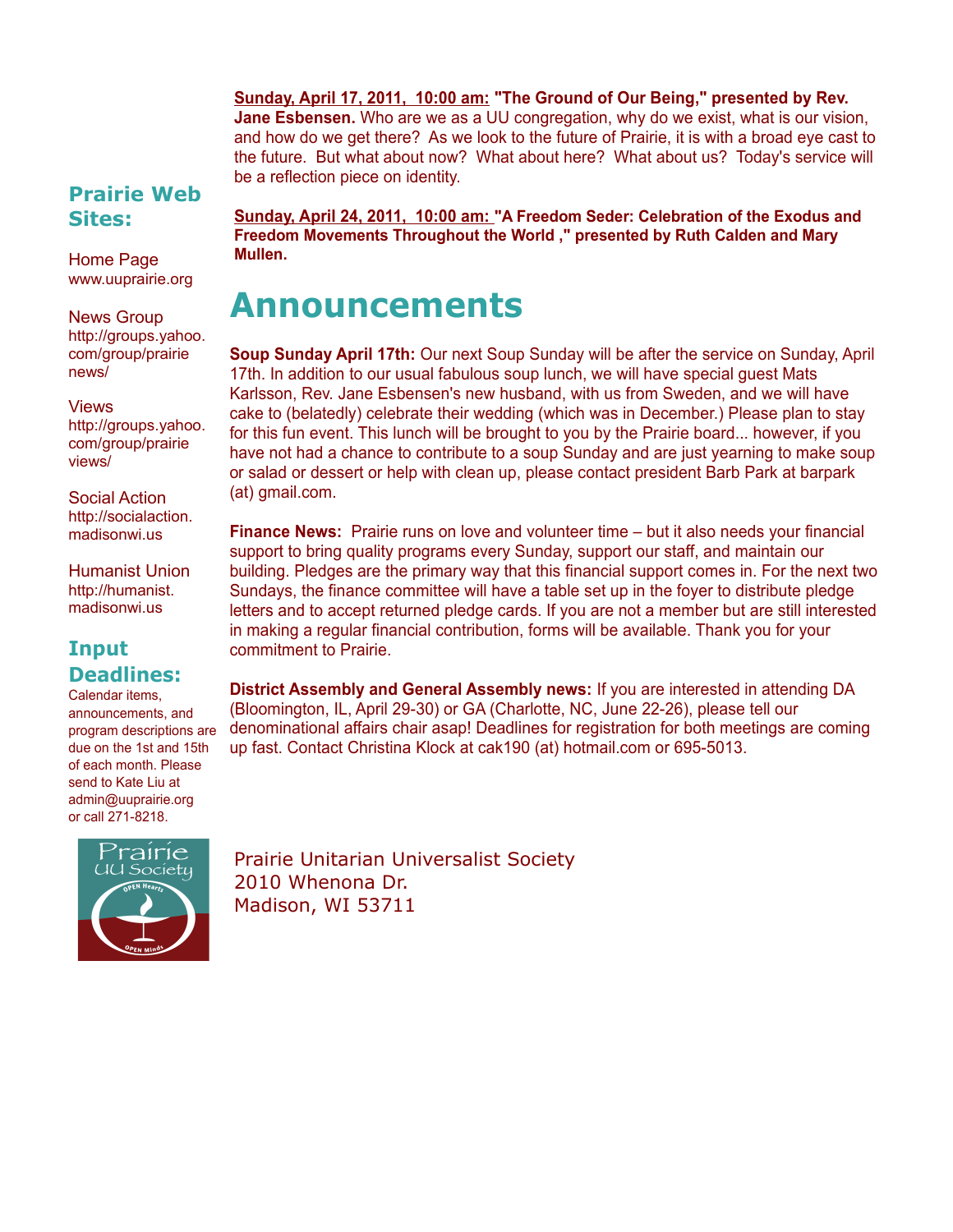**Sunday, April 17, 2011, 10:00 am: "The Ground of Our Being," presented by Rev. Jane Esbensen.** Who are we as a UU congregation, why do we exist, what is our vision, and how do we get there? As we look to the future of Prairie, it is with a broad eye cast to the future. But what about now? What about here? What about us? Today's service will be a reflection piece on identity.

**Sunday, April 24, 2011, 10:00 am: "A Freedom Seder: Celebration of the Exodus and Freedom Movements Throughout the World ," presented by Ruth Calden and Mary Mullen.**

# Announcements

**Soup Sunday April 17th:** Our next Soup Sunday will be after the service on Sunday, April 17th. In addition to our usual fabulous soup lunch, we will have special guest Mats Karlsson, Rev. Jane Esbensen's new husband, with us from Sweden, and we will have cake to (belatedly) celebrate their wedding (which was in December.) Please plan to stay for this fun event. This lunch will be brought to you by the Prairie board... however, if you have not had a chance to contribute to a soup Sunday and are just yearning to make soup or salad or dessert or help with clean up, please contact president Barb Park at barpark (at) gmail.com.

**Finance News:** Prairie runs on love and volunteer time – but it also needs your financial support to bring quality programs every Sunday, support our staff, and maintain our building. Pledges are the primary way that this financial support comes in. For the next two Sundays, the finance committee will have a table set up in the foyer to distribute pledge letters and to accept returned pledge cards. If you are not a member but are still interested in making a regular financial contribution, forms will be available. Thank you for your commitment to Prairie.

**District Assembly and General Assembly news:** If you are interested in attending DA (Bloomington, IL, April 29-30) or GA (Charlotte, NC, June 22-26), please tell our denominational affairs chair asap! Deadlines for registration for both meetings are coming up fast. Contact Christina Klock at cak190 (at) hotmail.com or 695-5013.

## Prairie Web Sites:

Home Page
www.uuprairie.org

News Group
http://groups.yahoo.com/group/prairienews/

Views
http://groups.yahoo.com/group/prairieviews/

Social Action
http://socialaction.madisonwi.us

Humanist Union
http://humanist.madisonwi.us

## Input Deadlines:

Calendar items, announcements, and program descriptions are due on the 1st and 15th of each month. Please send to Kate Liu at admin@uuprairie.org or call 271-8218.

Prairie UU Society
OPEN Hearts
OPEN Minds

Prairie Unitarian Universalist Society
2010 Whenona Dr.
Madison, WI 53711